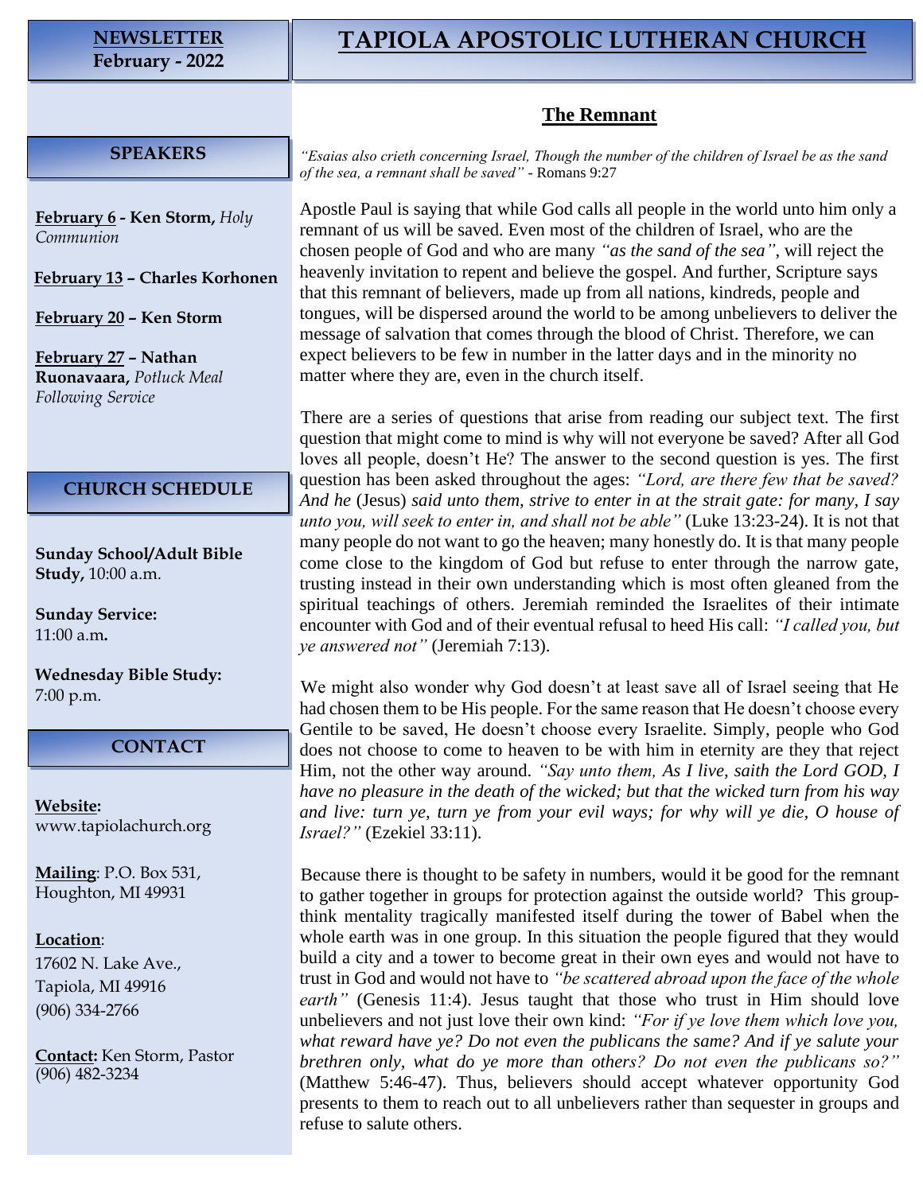**NEWSLETTER**
**February - 2022**

# TAPIOLA APOSTOLIC LUTHERAN CHURCH

## SPEAKERS

**February 6 - Ken Storm,** *Holy Communion*

**February 13 – Charles Korhonen**

**February 20 – Ken Storm**

**February 27 – Nathan Ruonavaara,** *Potluck Meal Following Service*

## CHURCH SCHEDULE

**Sunday School/Adult Bible Study,** 10:00 a.m.

**Sunday Service:** 11:00 a.m.

**Wednesday Bible Study:** 7:00 p.m.

## CONTACT

**Website:** www.tapiolachurch.org

**Mailing**: P.O. Box 531, Houghton, MI 49931

**Location**:
17602 N. Lake Ave.,
Tapiola, MI 49916
(906) 334-2766

**Contact:** Ken Storm, Pastor
(906) 482-3234

## The Remnant

*"Esaias also crieth concerning Israel, Though the number of the children of Israel be as the sand of the sea, a remnant shall be saved"* - Romans 9:27

Apostle Paul is saying that while God calls all people in the world unto him only a remnant of us will be saved. Even most of the children of Israel, who are the chosen people of God and who are many *"as the sand of the sea"*, will reject the heavenly invitation to repent and believe the gospel. And further, Scripture says that this remnant of believers, made up from all nations, kindreds, people and tongues, will be dispersed around the world to be among unbelievers to deliver the message of salvation that comes through the blood of Christ. Therefore, we can expect believers to be few in number in the latter days and in the minority no matter where they are, even in the church itself.

There are a series of questions that arise from reading our subject text. The first question that might come to mind is why will not everyone be saved? After all God loves all people, doesn't He? The answer to the second question is yes. The first question has been asked throughout the ages: *"Lord, are there few that be saved? And he* (Jesus) *said unto them, strive to enter in at the strait gate: for many, I say unto you, will seek to enter in, and shall not be able"* (Luke 13:23-24). It is not that many people do not want to go the heaven; many honestly do. It is that many people come close to the kingdom of God but refuse to enter through the narrow gate, trusting instead in their own understanding which is most often gleaned from the spiritual teachings of others. Jeremiah reminded the Israelites of their intimate encounter with God and of their eventual refusal to heed His call: *"I called you, but ye answered not"* (Jeremiah 7:13).

We might also wonder why God doesn't at least save all of Israel seeing that He had chosen them to be His people. For the same reason that He doesn't choose every Gentile to be saved, He doesn't choose every Israelite. Simply, people who God does not choose to come to heaven to be with him in eternity are they that reject Him, not the other way around. *"Say unto them, As I live, saith the Lord GOD, I have no pleasure in the death of the wicked; but that the wicked turn from his way and live: turn ye, turn ye from your evil ways; for why will ye die, O house of Israel?"* (Ezekiel 33:11).

Because there is thought to be safety in numbers, would it be good for the remnant to gather together in groups for protection against the outside world? This group-think mentality tragically manifested itself during the tower of Babel when the whole earth was in one group. In this situation the people figured that they would build a city and a tower to become great in their own eyes and would not have to trust in God and would not have to *"be scattered abroad upon the face of the whole earth"* (Genesis 11:4). Jesus taught that those who trust in Him should love unbelievers and not just love their own kind: *"For if ye love them which love you, what reward have ye? Do not even the publicans the same? And if ye salute your brethren only, what do ye more than others? Do not even the publicans so?"* (Matthew 5:46-47). Thus, believers should accept whatever opportunity God presents to them to reach out to all unbelievers rather than sequester in groups and refuse to salute others.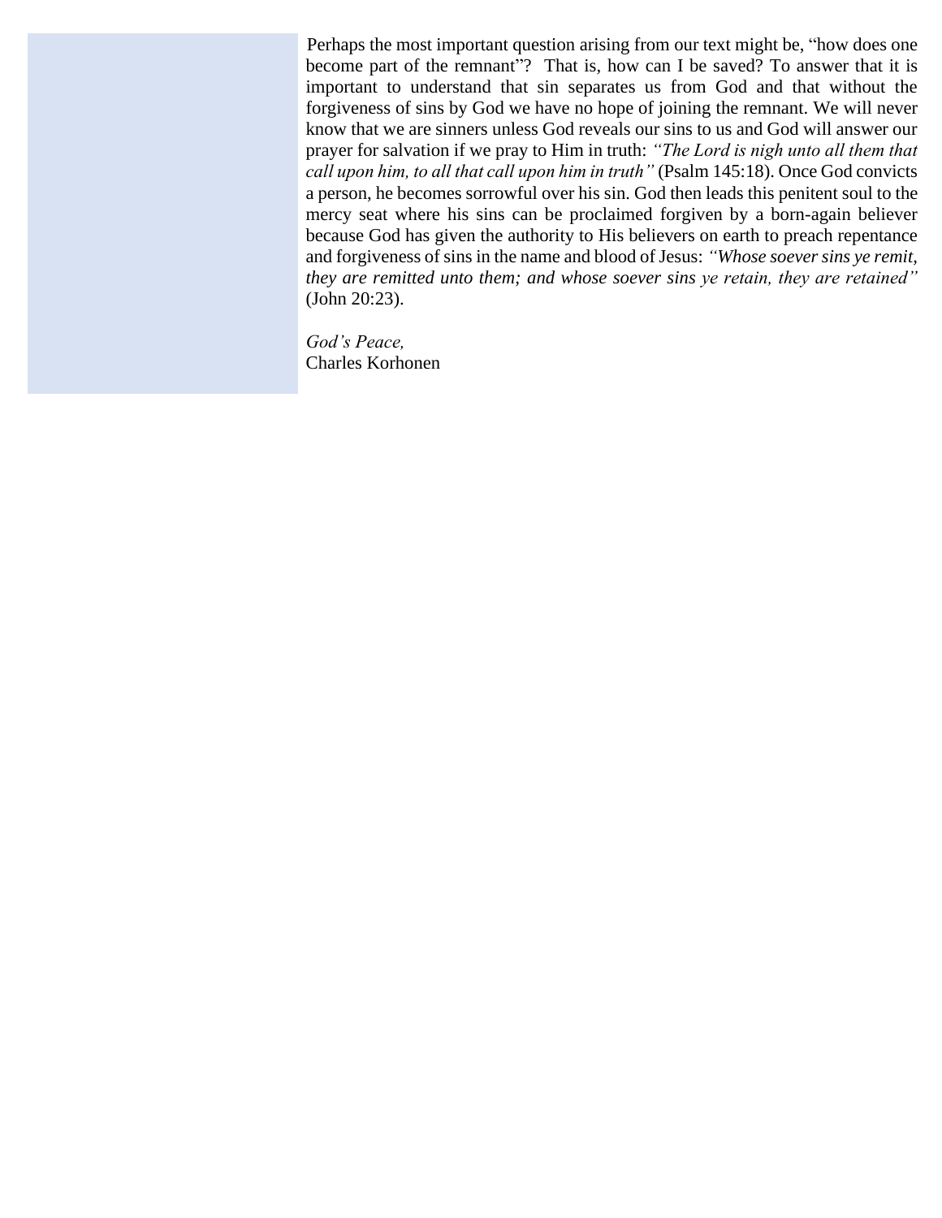Perhaps the most important question arising from our text might be, "how does one become part of the remnant"? That is, how can I be saved? To answer that it is important to understand that sin separates us from God and that without the forgiveness of sins by God we have no hope of joining the remnant. We will never know that we are sinners unless God reveals our sins to us and God will answer our prayer for salvation if we pray to Him in truth: *"The Lord is nigh unto all them that call upon him, to all that call upon him in truth"* (Psalm 145:18). Once God convicts a person, he becomes sorrowful over his sin. God then leads this penitent soul to the mercy seat where his sins can be proclaimed forgiven by a born-again believer because God has given the authority to His believers on earth to preach repentance and forgiveness of sins in the name and blood of Jesus: *"Whose soever sins ye remit, they are remitted unto them; and whose soever sins ye retain, they are retained"* (John 20:23).

*God's Peace,*
Charles Korhonen